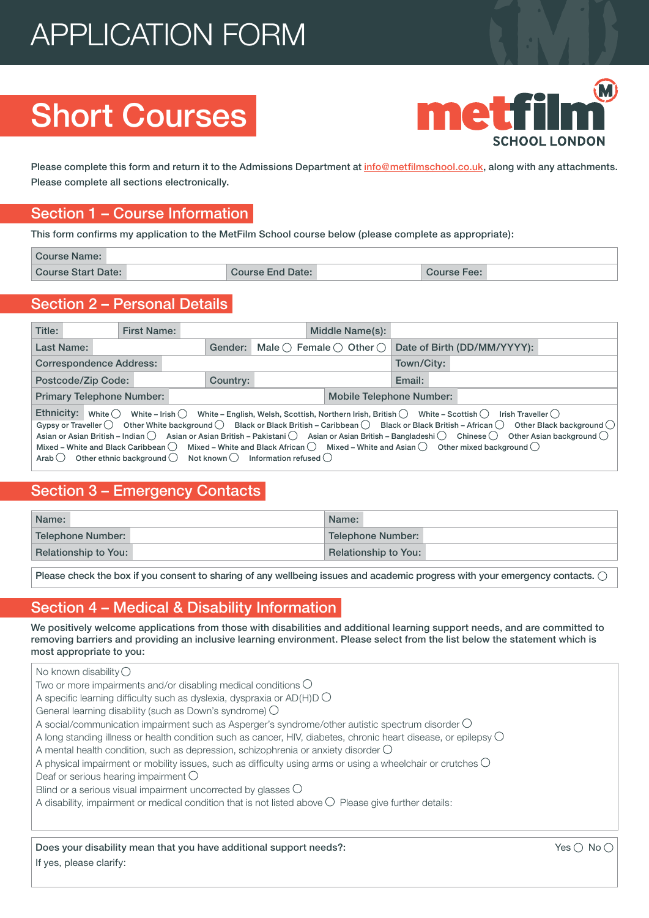# APPLICATION FORM

## Short Courses

metfilm SCHOOL LONDON

Please complete this form and return it to the Admissions Department at info@metfilmschool.co.uk, along with any attachments. Please complete all sections electronically.

## Section 1 – Course Information

This form confirms my application to the MetFilm School course below (please complete as appropriate):

| | | | | | |
|---|---|---|---|---|---|
| Course Name: | | | | | |
| Course Start Date: | | Course End Date: | | Course Fee: | |

## Section 2 – Personal Details

| | | | |
|---|---|---|---|
| Title: | First Name: | Middle Name(s): | |
| Last Name: | Gender: Male ◯ Female ◯ Other ◯ | Date of Birth (DD/MM/YYYY): | |
| Correspondence Address: | | Town/City: | |
| Postcode/Zip Code: | Country: | Email: | |
| Primary Telephone Number: | | Mobile Telephone Number: | |

Ethnicity: White ◯ White – Irish ◯ White – English, Welsh, Scottish, Northern Irish, British ◯ White – Scottish ◯ Irish Traveller ◯ Gypsy or Traveller ◯ Other White background ◯ Black or Black British – Caribbean ◯ Black or Black British – African ◯ Other Black background ◯ Asian or Asian British – Indian ◯ Asian or Asian British – Pakistani ◯ Asian or Asian British – Bangladeshi ◯ Chinese ◯ Other Asian background ◯ Mixed – White and Black Caribbean ◯ Mixed – White and Black African ◯ Mixed – White and Asian ◯ Other mixed background ◯ Arab ◯ Other ethnic background ◯ Not known ◯ Information refused ◯

## Section 3 – Emergency Contacts

| | |
|---|---|
| Name: | Name: |
| Telephone Number: | Telephone Number: |
| Relationship to You: | Relationship to You: |

Please check the box if you consent to sharing of any wellbeing issues and academic progress with your emergency contacts. ◯

## Section 4 – Medical & Disability Information

**We positively welcome applications from those with disabilities and additional learning support needs, and are committed to removing barriers and providing an inclusive learning environment. Please select from the list below the statement which is most appropriate to you:**

No known disability ◯
Two or more impairments and/or disabling medical conditions ◯
A specific learning difficulty such as dyslexia, dyspraxia or AD(H)D ◯
General learning disability (such as Down's syndrome) ◯
A social/communication impairment such as Asperger's syndrome/other autistic spectrum disorder ◯
A long standing illness or health condition such as cancer, HIV, diabetes, chronic heart disease, or epilepsy ◯
A mental health condition, such as depression, schizophrenia or anxiety disorder ◯
A physical impairment or mobility issues, such as difficulty using arms or using a wheelchair or crutches ◯
Deaf or serious hearing impairment ◯
Blind or a serious visual impairment uncorrected by glasses ◯
A disability, impairment or medical condition that is not listed above ◯ Please give further details:

Does your disability mean that you have additional support needs?: Yes ◯ No ◯
If yes, please clarify: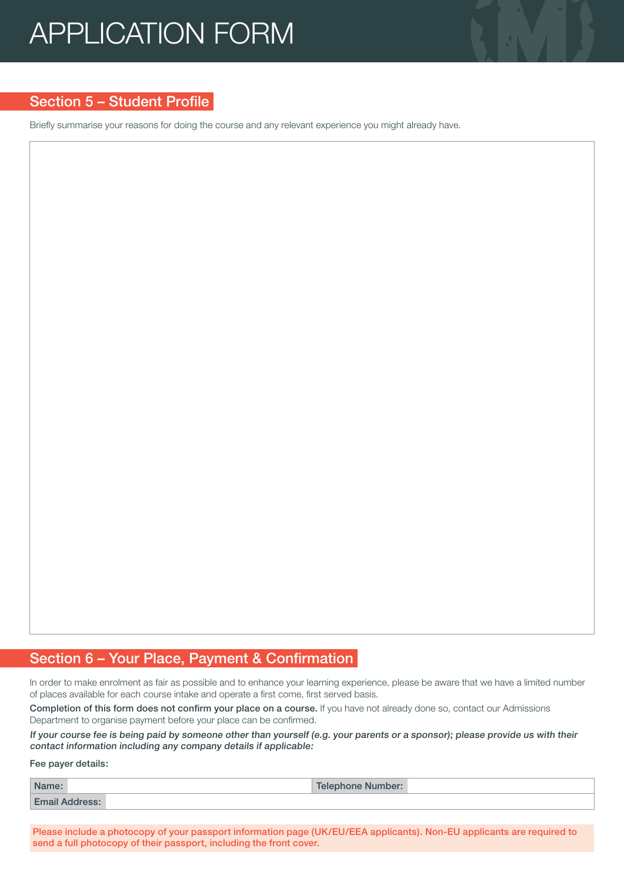# APPLICATION FORM

## Section 5 – Student Profile

Briefly summarise your reasons for doing the course and any relevant experience you might already have.

## Section 6 – Your Place, Payment & Confirmation

In order to make enrolment as fair as possible and to enhance your learning experience, please be aware that we have a limited number of places available for each course intake and operate a first come, first served basis.

**Completion of this form does not confirm your place on a course.** If you have not already done so, contact our Admissions Department to organise payment before your place can be confirmed.

***If your course fee is being paid by someone other than yourself (e.g. your parents or a sponsor); please provide us with their contact information including any company details if applicable:***

**Fee payer details:**

| | | | |
|---|---|---|---|
| **Name:** | | **Telephone Number:** | |
| **Email Address:** | | | |

**Please include a photocopy of your passport information page (UK/EU/EEA applicants). Non-EU applicants are required to send a full photocopy of their passport, including the front cover.**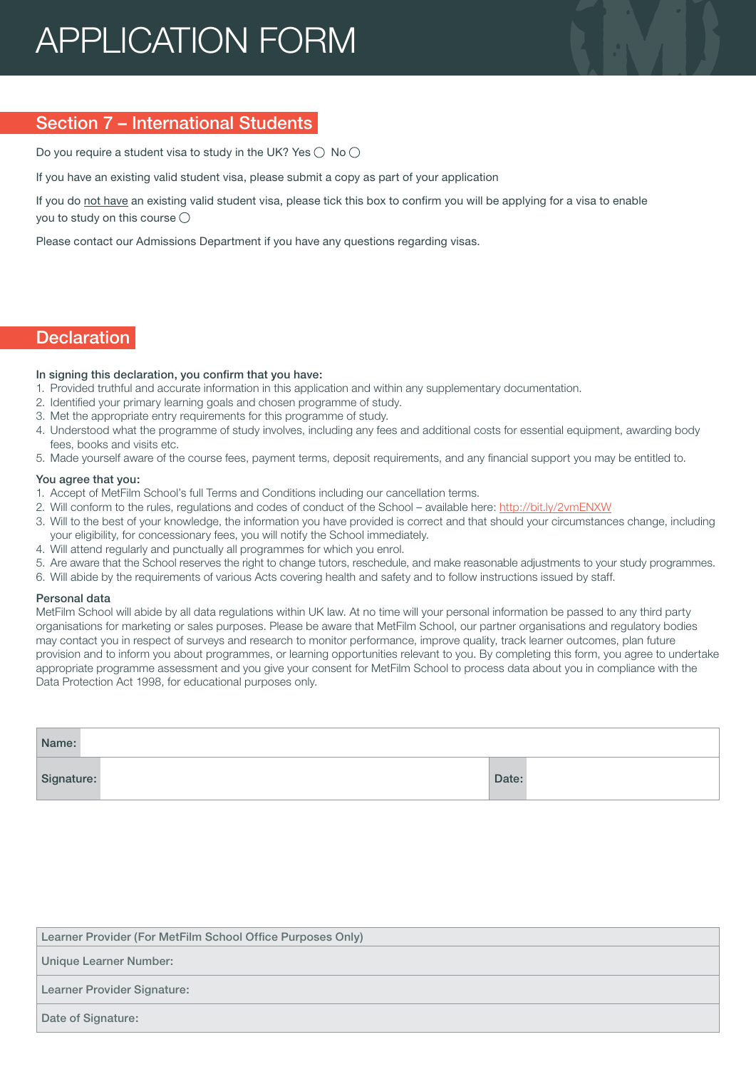# APPLICATION FORM

## Section 7 – International Students

Do you require a student visa to study in the UK? Yes ◯ No ◯

If you have an existing valid student visa, please submit a copy as part of your application

If you do not have an existing valid student visa, please tick this box to confirm you will be applying for a visa to enable you to study on this course ◯

Please contact our Admissions Department if you have any questions regarding visas.

## Declaration

**In signing this declaration, you confirm that you have:**

1. Provided truthful and accurate information in this application and within any supplementary documentation.
2. Identified your primary learning goals and chosen programme of study.
3. Met the appropriate entry requirements for this programme of study.
4. Understood what the programme of study involves, including any fees and additional costs for essential equipment, awarding body fees, books and visits etc.
5. Made yourself aware of the course fees, payment terms, deposit requirements, and any financial support you may be entitled to.

**You agree that you:**

1. Accept of MetFilm School's full Terms and Conditions including our cancellation terms.
2. Will conform to the rules, regulations and codes of conduct of the School – available here: http://bit.ly/2vmENXW
3. Will to the best of your knowledge, the information you have provided is correct and that should your circumstances change, including your eligibility, for concessionary fees, you will notify the School immediately.
4. Will attend regularly and punctually all programmes for which you enrol.
5. Are aware that the School reserves the right to change tutors, reschedule, and make reasonable adjustments to your study programmes.
6. Will abide by the requirements of various Acts covering health and safety and to follow instructions issued by staff.

**Personal data**

MetFilm School will abide by all data regulations within UK law. At no time will your personal information be passed to any third party organisations for marketing or sales purposes. Please be aware that MetFilm School, our partner organisations and regulatory bodies may contact you in respect of surveys and research to monitor performance, improve quality, track learner outcomes, plan future provision and to inform you about programmes, or learning opportunities relevant to you. By completing this form, you agree to undertake appropriate programme assessment and you give your consent for MetFilm School to process data about you in compliance with the Data Protection Act 1998, for educational purposes only.

| | | | |
|---|---|---|---|
| Name: | | | |
| Signature: | | Date: | |

| Learner Provider (For MetFilm School Office Purposes Only) |
|---|
| Unique Learner Number: |
| Learner Provider Signature: |
| Date of Signature: |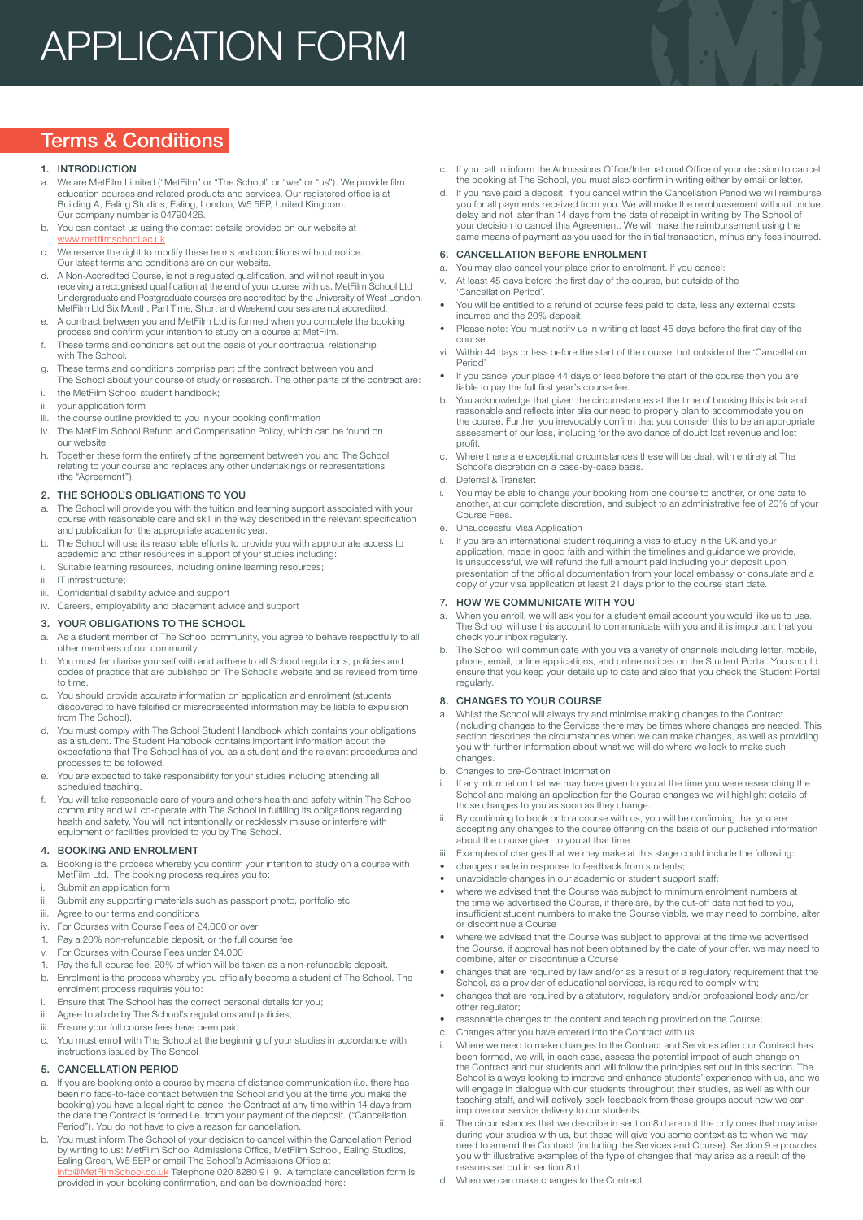# APPLICATION FORM

## Terms & Conditions

### 1. INTRODUCTION

a. We are MetFilm Limited ("MetFilm" or "The School" or "we" or "us"). We provide film education courses and related products and services. Our registered office is at Building A, Ealing Studios, Ealing, London, W5 5EP, United Kingdom. Our company number is 04790426.

b. You can contact us using the contact details provided on our website at www.metfilmschool.ac.uk

c. We reserve the right to modify these terms and conditions without notice. Our latest terms and conditions are on our website.

d. A Non-Accredited Course, is not a regulated qualification, and will not result in you receiving a recognised qualification at the end of your course with us. MetFilm School Ltd Undergraduate and Postgraduate courses are accredited by the University of West London. MetFilm Ltd Six Month, Part Time, Short and Weekend courses are not accredited.

e. A contract between you and MetFilm Ltd is formed when you complete the booking process and confirm your intention to study on a course at MetFilm.

f. These terms and conditions set out the basis of your contractual relationship with The School.

g. These terms and conditions comprise part of the contract between you and The School about your course of study or research. The other parts of the contract are:

i. the MetFilm School student handbook;

ii. your application form

iii. the course outline provided to you in your booking confirmation

iv. The MetFilm School Refund and Compensation Policy, which can be found on our website

h. Together these form the entirety of the agreement between you and The School relating to your course and replaces any other undertakings or representations (the "Agreement").

### 2. THE SCHOOL'S OBLIGATIONS TO YOU

a. The School will provide you with the tuition and learning support associated with your course with reasonable care and skill in the way described in the relevant specification and publication for the appropriate academic year.

b. The School will use its reasonable efforts to provide you with appropriate access to academic and other resources in support of your studies including:

i. Suitable learning resources, including online learning resources;

ii. IT infrastructure;

iii. Confidential disability advice and support

iv. Careers, employability and placement advice and support

### 3. YOUR OBLIGATIONS TO THE SCHOOL

a. As a student member of The School community, you agree to behave respectfully to all other members of our community.

b. You must familiarise yourself with and adhere to all School regulations, policies and codes of practice that are published on The School's website and as revised from time to time.

c. You should provide accurate information on application and enrolment (students discovered to have falsified or misrepresented information may be liable to expulsion from The School).

d. You must comply with The School Student Handbook which contains your obligations as a student. The Student Handbook contains important information about the expectations that The School has of you as a student and the relevant procedures and processes to be followed.

e. You are expected to take responsibility for your studies including attending all scheduled teaching.

f. You will take reasonable care of yours and others health and safety within The School community and will co-operate with The School in fulfilling its obligations regarding health and safety. You will not intentionally or recklessly misuse or interfere with equipment or facilities provided to you by The School.

### 4. BOOKING AND ENROLMENT

a. Booking is the process whereby you confirm your intention to study on a course with MetFilm Ltd. The booking process requires you to:

i. Submit an application form

ii. Submit any supporting materials such as passport photo, portfolio etc.

iii. Agree to our terms and conditions

iv. For Courses with Course Fees of £4,000 or over

1. Pay a 20% non-refundable deposit, or the full course fee

v. For Courses with Course Fees under £4,000

1. Pay the full course fee, 20% of which will be taken as a non-refundable deposit.

b. Enrolment is the process whereby you officially become a student of The School. The enrolment process requires you to:

i. Ensure that The School has the correct personal details for you;

ii. Agree to abide by The School's regulations and policies;

iii. Ensure your full course fees have been paid

c. You must enroll with The School at the beginning of your studies in accordance with instructions issued by The School

### 5. CANCELLATION PERIOD

a. If you are booking onto a course by means of distance communication (i.e. there has been no face-to-face contact between the School and you at the time you make the booking) you have a legal right to cancel the Contract at any time within 14 days from the date the Contract is formed i.e. from your payment of the deposit. ("Cancellation Period"). You do not have to give a reason for cancellation.

b. You must inform The School of your decision to cancel within the Cancellation Period by writing to us: MetFilm School Admissions Office, MetFilm School, Ealing Studios, Ealing Green, W5 5EP or email The School's Admissions Office at info@MetFilmSchool.co.uk Telephone 020 8280 9119. A template cancellation form is provided in your booking confirmation, and can be downloaded here:

c. If you call to inform the Admissions Office/International Office of your decision to cancel the booking at The School, you must also confirm in writing either by email or letter.

d. If you have paid a deposit, if you cancel within the Cancellation Period we will reimburse you for all payments received from you. We will make the reimbursement without undue delay and not later than 14 days from the date of receipt in writing by The School of your decision to cancel this Agreement. We will make the reimbursement using the same means of payment as you used for the initial transaction, minus any fees incurred.

### 6. CANCELLATION BEFORE ENROLMENT

a. You may also cancel your place prior to enrolment. If you cancel:

v. At least 45 days before the first day of the course, but outside of the 'Cancellation Period'.

- You will be entitled to a refund of course fees paid to date, less any external costs incurred and the 20% deposit,
- Please note: You must notify us in writing at least 45 days before the first day of the course.

vi. Within 44 days or less before the start of the course, but outside of the 'Cancellation Period'

- If you cancel your place 44 days or less before the start of the course then you are liable to pay the full first year's course fee.

b. You acknowledge that given the circumstances at the time of booking this is fair and reasonable and reflects inter alia our need to properly plan to accommodate you on the course. Further you irrevocably confirm that you consider this to be an appropriate assessment of our loss, including for the avoidance of doubt lost revenue and lost profit.

c. Where there are exceptional circumstances these will be dealt with entirely at The School's discretion on a case-by-case basis.

d. Deferral & Transfer:

i. You may be able to change your booking from one course to another, or one date to another, at our complete discretion, and subject to an administrative fee of 20% of your Course Fees.

e. Unsuccessful Visa Application

i. If you are an international student requiring a visa to study in the UK and your application, made in good faith and within the timelines and guidance we provide, is unsuccessful, we will refund the full amount paid including your deposit upon presentation of the official documentation from your local embassy or consulate and a copy of your visa application at least 21 days prior to the course start date.

### 7. HOW WE COMMUNICATE WITH YOU

a. When you enroll, we will ask you for a student email account you would like us to use. The School will use this account to communicate with you and it is important that you check your inbox regularly.

b. The School will communicate with you via a variety of channels including letter, mobile, phone, email, online applications, and online notices on the Student Portal. You should ensure that you keep your details up to date and also that you check the Student Portal regularly.

### 8. CHANGES TO YOUR COURSE

a. Whilst the School will always try and minimise making changes to the Contract (including changes to the Services there may be times where changes are needed. This section describes the circumstances when we can make changes, as well as providing you with further information about what we will do where we look to make such changes.

b. Changes to pre-Contract information

i. If any information that we may have given to you at the time you were researching the School and making an application for the Course changes we will highlight details of those changes to you as soon as they change.

ii. By continuing to book onto a course with us, you will be confirming that you are accepting any changes to the course offering on the basis of our published information about the course given to you at that time.

iii. Examples of changes that we may make at this stage could include the following:

- changes made in response to feedback from students;
- unavoidable changes in our academic or student support staff;
- where we advised that the Course was subject to minimum enrolment numbers at the time we advertised the Course, if there are, by the cut-off date notified to you, insufficient student numbers to make the Course viable, we may need to combine, alter or discontinue a Course
- where we advised that the Course was subject to approval at the time we advertised the Course, if approval has not been obtained by the date of your offer, we may need to combine, alter or discontinue a Course
- changes that are required by law and/or as a result of a regulatory requirement that the School, as a provider of educational services, is required to comply with;
- changes that are required by a statutory, regulatory and/or professional body and/or other regulator;
- reasonable changes to the content and teaching provided on the Course;

c. Changes after you have entered into the Contract with us

i. Where we need to make changes to the Contract and Services after our Contract has been formed, we will, in each case, assess the potential impact of such change on the Contract and our students and will follow the principles set out in this section. The School is always looking to improve and enhance students' experience with us, and we will engage in dialogue with our students throughout their studies, as well as with our teaching staff, and will actively seek feedback from these groups about how we can improve our service delivery to our students.

ii. The circumstances that we describe in section 8.d are not the only ones that may arise during your studies with us, but these will give you some context as to when we may need to amend the Contract (including the Services and Course). Section 9.e provides you with illustrative examples of the type of changes that may arise as a result of the reasons set out in section 8.d

d. When we can make changes to the Contract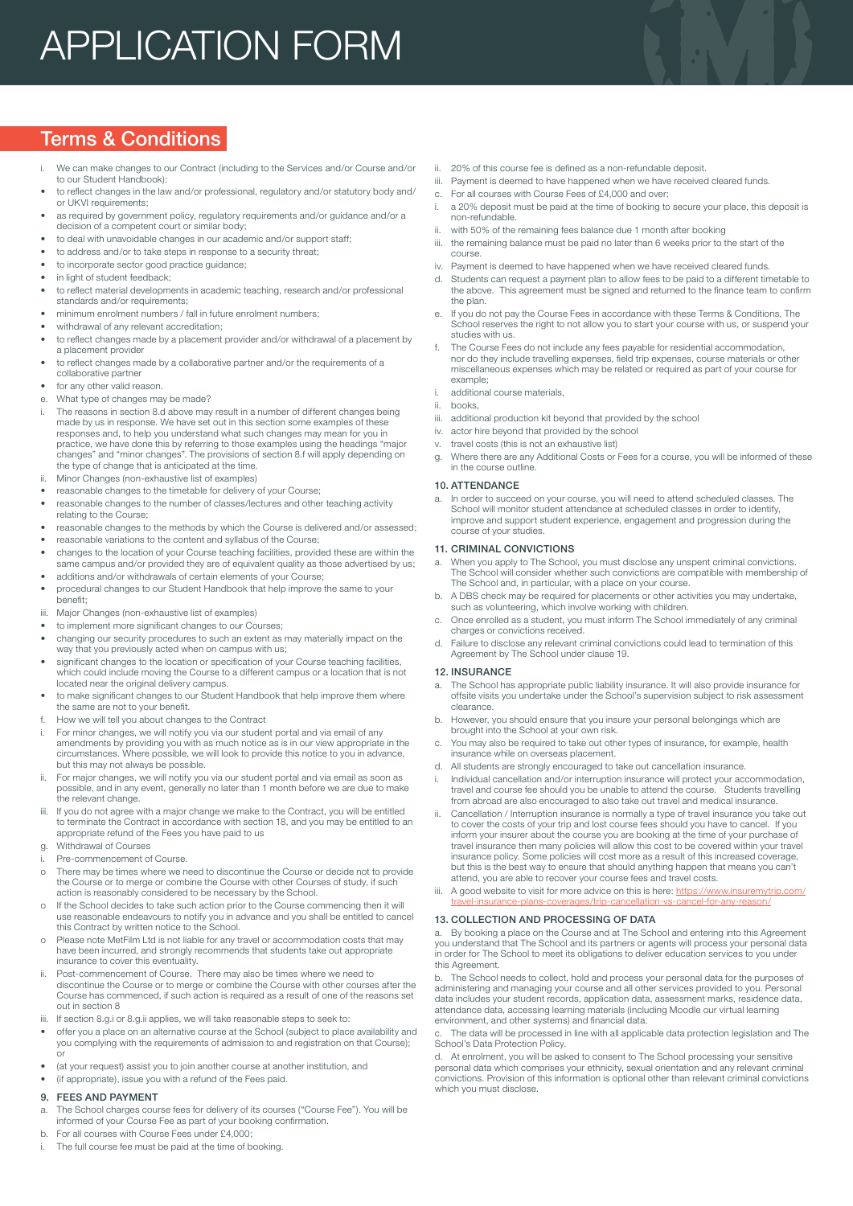# APPLICATION FORM

## Terms & Conditions

i. We can make changes to our Contract (including to the Services and/or Course and/or to our Student Handbook):

- to reflect changes in the law and/or professional, regulatory and/or statutory body and/or UKVI requirements;
- as required by government policy, regulatory requirements and/or guidance and/or a decision of a competent court or similar body;
- to deal with unavoidable changes in our academic and/or support staff;
- to address and/or to take steps in response to a security threat;
- to incorporate sector good practice guidance;
- in light of student feedback;
- to reflect material developments in academic teaching, research and/or professional standards and/or requirements;
- minimum enrolment numbers / fall in future enrolment numbers;
- withdrawal of any relevant accreditation;
- to reflect changes made by a placement provider and/or withdrawal of a placement by a placement provider
- to reflect changes made by a collaborative partner and/or the requirements of a collaborative partner
- for any other valid reason.

e. What type of changes may be made?

i. The reasons in section 8.d above may result in a number of different changes being made by us in response. We have set out in this section some examples of these responses and, to help you understand what such changes may mean for you in practice, we have done this by referring to those examples using the headings "major changes" and "minor changes". The provisions of section 8.f will apply depending on the type of change that is anticipated at the time.

ii. Minor Changes (non-exhaustive list of examples)

- reasonable changes to the timetable for delivery of your Course;
- reasonable changes to the number of classes/lectures and other teaching activity relating to the Course;
- reasonable changes to the methods by which the Course is delivered and/or assessed;
- reasonable variations to the content and syllabus of the Course;
- changes to the location of your Course teaching facilities, provided these are within the same campus and/or provided they are of equivalent quality as those advertised by us;
- additions and/or withdrawals of certain elements of your Course;
- procedural changes to our Student Handbook that help improve the same to your benefit;

iii. Major Changes (non-exhaustive list of examples)

- to implement more significant changes to our Courses;
- changing our security procedures to such an extent as may materially impact on the way that you previously acted when on campus with us;
- significant changes to the location or specification of your Course teaching facilities, which could include moving the Course to a different campus or a location that is not located near the original delivery campus.
- to make significant changes to our Student Handbook that help improve them where the same are not to your benefit.

f. How we will tell you about changes to the Contract

i. For minor changes, we will notify you via our student portal and via email of any amendments by providing you with as much notice as is in our view appropriate in the circumstances. Where possible, we will look to provide this notice to you in advance, but this may not always be possible.

ii. For major changes, we will notify you via our student portal and via email as soon as possible, and in any event, generally no later than 1 month before we are due to make the relevant change.

iii. If you do not agree with a major change we make to the Contract, you will be entitled to terminate the Contract in accordance with section 18, and you may be entitled to an appropriate refund of the Fees you have paid to us

g. Withdrawal of Courses

i. Pre-commencement of Course.

- There may be times where we need to discontinue the Course or decide not to provide the Course or to merge or combine the Course with other Courses of study, if such action is reasonably considered to be necessary by the School.
- If the School decides to take such action prior to the Course commencing then it will use reasonable endeavours to notify you in advance and you shall be entitled to cancel this Contract by written notice to the School.
- Please note MetFilm Ltd is not liable for any travel or accommodation costs that may have been incurred, and strongly recommends that students take out appropriate insurance to cover this eventuality.

ii. Post-commencement of Course. There may also be times where we need to discontinue the Course or to merge or combine the Course with other courses after the Course has commenced, if such action is required as a result of one of the reasons set out in section 8

iii. If section 8.g.i or 8.g.ii applies, we will take reasonable steps to seek to:

- offer you a place on an alternative course at the School (subject to place availability and you complying with the requirements of admission to and registration on that Course); or
- (at your request) assist you to join another course at another institution, and
- (if appropriate), issue you with a refund of the Fees paid.

### 9. FEES AND PAYMENT

a. The School charges course fees for delivery of its courses ("Course Fee"). You will be informed of your Course Fee as part of your booking confirmation.

b. For all courses with Course Fees under £4,000;

i. The full course fee must be paid at the time of booking.

ii. 20% of this course fee is defined as a non-refundable deposit.

iii. Payment is deemed to have happened when we have received cleared funds.

c. For all courses with Course Fees of £4,000 and over;

i. a 20% deposit must be paid at the time of booking to secure your place, this deposit is non-refundable.

ii. with 50% of the remaining fees balance due 1 month after booking

iii. the remaining balance must be paid no later than 6 weeks prior to the start of the course.

iv. Payment is deemed to have happened when we have received cleared funds.

d. Students can request a payment plan to allow fees to be paid to a different timetable to the above. This agreement must be signed and returned to the finance team to confirm the plan.

e. If you do not pay the Course Fees in accordance with these Terms & Conditions, The School reserves the right to not allow you to start your course with us, or suspend your studies with us.

f. The Course Fees do not include any fees payable for residential accommodation, nor do they include travelling expenses, field trip expenses, course materials or other miscellaneous expenses which may be related or required as part of your course for example;

i. additional course materials,

ii. books,

iii. additional production kit beyond that provided by the school

iv. actor hire beyond that provided by the school

v. travel costs (this is not an exhaustive list)

g. Where there are any Additional Costs or Fees for a course, you will be informed of these in the course outline.

### 10. ATTENDANCE

a. In order to succeed on your course, you will need to attend scheduled classes. The School will monitor student attendance at scheduled classes in order to identify, improve and support student experience, engagement and progression during the course of your studies.

### 11. CRIMINAL CONVICTIONS

a. When you apply to The School, you must disclose any unspent criminal convictions. The School will consider whether such convictions are compatible with membership of The School and, in particular, with a place on your course.

b. A DBS check may be required for placements or other activities you may undertake, such as volunteering, which involve working with children.

c. Once enrolled as a student, you must inform The School immediately of any criminal charges or convictions received.

d. Failure to disclose any relevant criminal convictions could lead to termination of this Agreement by The School under clause 19.

### 12. INSURANCE

a. The School has appropriate public liability insurance. It will also provide insurance for offsite visits you undertake under the School's supervision subject to risk assessment clearance.

b. However, you should ensure that you insure your personal belongings which are brought into the School at your own risk.

c. You may also be required to take out other types of insurance, for example, health insurance while on overseas placement.

d. All students are strongly encouraged to take out cancellation insurance.

i. Individual cancellation and/or interruption insurance will protect your accommodation, travel and course fee should you be unable to attend the course. Students travelling from abroad are also encouraged to also take out travel and medical insurance.

ii. Cancellation / Interruption insurance is normally a type of travel insurance you take out to cover the costs of your trip and lost course fees should you have to cancel. If you inform your insurer about the course you are booking at the time of your purchase of travel insurance then many policies will allow this cost to be covered within your travel insurance policy. Some policies will cost more as a result of this increased coverage, but this is the best way to ensure that should anything happen that means you can't attend, you are able to recover your course fees and travel costs.

iii. A good website to visit for more advice on this is here: https://www.insuremytrip.com/travel-insurance-plans-coverages/trip-cancellation-vs-cancel-for-any-reason/

### 13. COLLECTION AND PROCESSING OF DATA

a. By booking a place on the Course and at The School and entering into this Agreement you understand that The School and its partners or agents will process your personal data in order for The School to meet its obligations to deliver education services to you under this Agreement.

b. The School needs to collect, hold and process your personal data for the purposes of administering and managing your course and all other services provided to you. Personal data includes your student records, application data, assessment marks, residence data, attendance data, accessing learning materials (including Moodle our virtual learning environment, and other systems) and financial data.

c. The data will be processed in line with all applicable data protection legislation and The School's Data Protection Policy.

d. At enrolment, you will be asked to consent to The School processing your sensitive personal data which comprises your ethnicity, sexual orientation and any relevant criminal convictions. Provision of this information is optional other than relevant criminal convictions which you must disclose.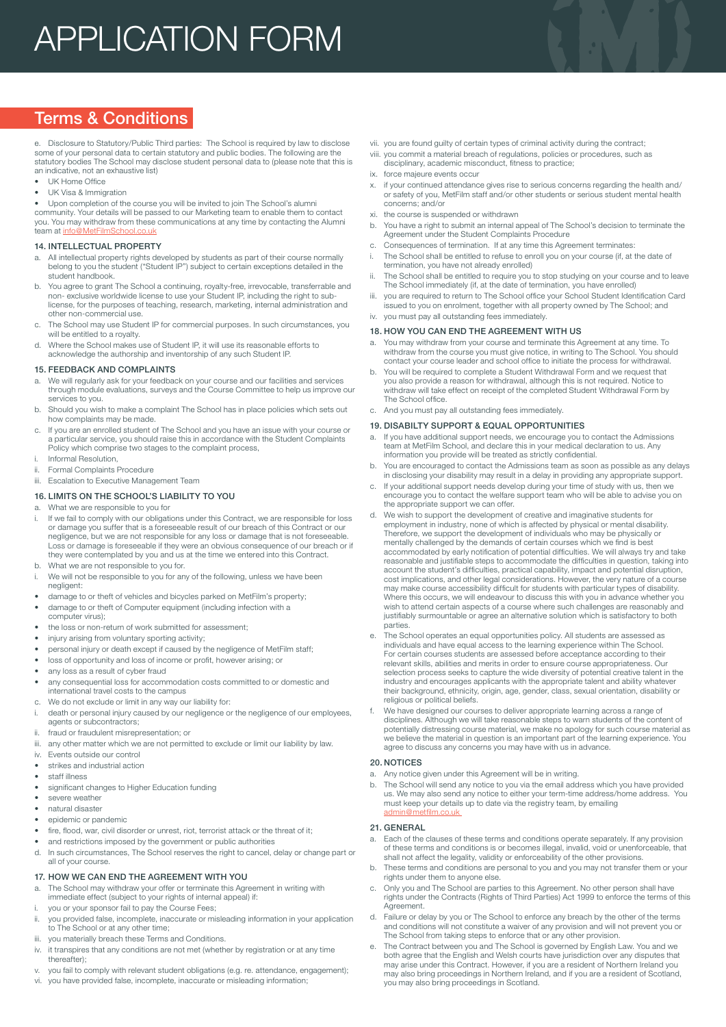# APPLICATION FORM

## Terms & Conditions

e. Disclosure to Statutory/Public Third parties: The School is required by law to disclose some of your personal data to certain statutory and public bodies. The following are the statutory bodies The School may disclose student personal data to (please note that this is an indicative, not an exhaustive list)

- UK Home Office
- UK Visa & Immigration
- Upon completion of the course you will be invited to join The School's alumni community. Your details will be passed to our Marketing team to enable them to contact you. You may withdraw from these communications at any time by contacting the Alumni team at info@MetFilmSchool.co.uk

### 14. INTELLECTUAL PROPERTY

a. All intellectual property rights developed by students as part of their course normally belong to you the student ("Student IP") subject to certain exceptions detailed in the student handbook.

b. You agree to grant The School a continuing, royalty-free, irrevocable, transferrable and non- exclusive worldwide license to use your Student IP, including the right to sub-license, for the purposes of teaching, research, marketing, internal administration and other non-commercial use.

c. The School may use Student IP for commercial purposes. In such circumstances, you will be entitled to a royalty.

d. Where the School makes use of Student IP, it will use its reasonable efforts to acknowledge the authorship and inventorship of any such Student IP.

### 15. FEEDBACK AND COMPLAINTS

a. We will regularly ask for your feedback on your course and our facilities and services through module evaluations, surveys and the Course Committee to help us improve our services to you.

b. Should you wish to make a complaint The School has in place policies which sets out how complaints may be made.

c. If you are an enrolled student of The School and you have an issue with your course or a particular service, you should raise this in accordance with the Student Complaints Policy which comprise two stages to the complaint process,

i. Informal Resolution,

ii. Formal Complaints Procedure

iii. Escalation to Executive Management Team

### 16. LIMITS ON THE SCHOOL'S LIABILITY TO YOU

a. What we are responsible to you for

i. If we fail to comply with our obligations under this Contract, we are responsible for loss or damage you suffer that is a foreseeable result of our breach of this Contract or our negligence, but we are not responsible for any loss or damage that is not foreseeable. Loss or damage is foreseeable if they were an obvious consequence of our breach or if they were contemplated by you and us at the time we entered into this Contract.

b. What we are not responsible to you for.

i. We will not be responsible to you for any of the following, unless we have been negligent:

- damage to or theft of vehicles and bicycles parked on MetFilm's property;
- damage to or theft of Computer equipment (including infection with a computer virus);
- the loss or non-return of work submitted for assessment;
- injury arising from voluntary sporting activity;
- personal injury or death except if caused by the negligence of MetFilm staff;
- loss of opportunity and loss of income or profit, however arising; or
- any loss as a result of cyber fraud
- any consequential loss for accommodation costs committed to or domestic and international travel costs to the campus

c. We do not exclude or limit in any way our liability for:

i. death or personal injury caused by our negligence or the negligence of our employees, agents or subcontractors;

ii. fraud or fraudulent misrepresentation; or

iii. any other matter which we are not permitted to exclude or limit our liability by law.

iv. Events outside our control

- strikes and industrial action
- staff illness
- significant changes to Higher Education funding
- severe weather
- natural disaster
- epidemic or pandemic
- fire, flood, war, civil disorder or unrest, riot, terrorist attack or the threat of it;
- and restrictions imposed by the government or public authorities

d. In such circumstances, The School reserves the right to cancel, delay or change part or all of your course.

### 17. HOW WE CAN END THE AGREEMENT WITH YOU

a. The School may withdraw your offer or terminate this Agreement in writing with immediate effect (subject to your rights of internal appeal) if:

i. you or your sponsor fail to pay the Course Fees;

ii. you provided false, incomplete, inaccurate or misleading information in your application to The School or at any other time;

iii. you materially breach these Terms and Conditions.

iv. it transpires that any conditions are not met (whether by registration or at any time thereafter);

v. you fail to comply with relevant student obligations (e.g. re. attendance, engagement);

vi. you have provided false, incomplete, inaccurate or misleading information;

vii. you are found guilty of certain types of criminal activity during the contract;

viii. you commit a material breach of regulations, policies or procedures, such as disciplinary, academic misconduct, fitness to practice;

ix. force majeure events occur

x. if your continued attendance gives rise to serious concerns regarding the health and/or safety of you, MetFilm staff and/or other students or serious student mental health concerns; and/or

xi. the course is suspended or withdrawn

b. You have a right to submit an internal appeal of The School's decision to terminate the Agreement under the Student Complaints Procedure

c. Consequences of termination. If at any time this Agreement terminates:

i. The School shall be entitled to refuse to enroll you on your course (if, at the date of termination, you have not already enrolled)

ii. The School shall be entitled to require you to stop studying on your course and to leave The School immediately (if, at the date of termination, you have enrolled)

iii. you are required to return to The School office your School Student Identification Card issued to you on enrolment, together with all property owned by The School; and

iv. you must pay all outstanding fees immediately.

### 18. HOW YOU CAN END THE AGREEMENT WITH US

a. You may withdraw from your course and terminate this Agreement at any time. To withdraw from the course you must give notice, in writing to The School. You should contact your course leader and school office to initiate the process for withdrawal.

b. You will be required to complete a Student Withdrawal Form and we request that you also provide a reason for withdrawal, although this is not required. Notice to withdraw will take effect on receipt of the completed Student Withdrawal Form by The School office.

c. And you must pay all outstanding fees immediately.

### 19. DISABILITY SUPPORT & EQUAL OPPORTUNITIES

a. If you have additional support needs, we encourage you to contact the Admissions team at MetFilm School, and declare this in your medical declaration to us. Any information you provide will be treated as strictly confidential.

b. You are encouraged to contact the Admissions team as soon as possible as any delays in disclosing your disability may result in a delay in providing any appropriate support.

c. If your additional support needs develop during your time of study with us, then we encourage you to contact the welfare support team who will be able to advise you on the appropriate support we can offer.

d. We wish to support the development of creative and imaginative students for employment in industry, none of which is affected by physical or mental disability. Therefore, we support the development of individuals who may be physically or mentally challenged by the demands of certain courses which we find is best accommodated by early notification of potential difficulties. We will always try and take reasonable and justifiable steps to accommodate the difficulties in question, taking into account the student's difficulties, practical capability, impact and potential disruption, cost implications, and other legal considerations. However, the very nature of a course may make course accessibility difficult for students with particular types of disability. Where this occurs, we will endeavour to discuss this with you in advance whether you wish to attend certain aspects of a course where such challenges are reasonably and justifiably surmountable or agree an alternative solution which is satisfactory to both parties.

e. The School operates an equal opportunities policy. All students are assessed as individuals and have equal access to the learning experience within The School. For certain courses students are assessed before acceptance according to their relevant skills, abilities and merits in order to ensure course appropriateness. Our selection process seeks to capture the wide diversity of potential creative talent in the industry and encourages applicants with the appropriate talent and ability whatever their background, ethnicity, origin, age, gender, class, sexual orientation, disability or religious or political beliefs.

f. We have designed our courses to deliver appropriate learning across a range of disciplines. Although we will take reasonable steps to warn students of the content of potentially distressing course material, we make no apology for such course material as we believe the material in question is an important part of the learning experience. You agree to discuss any concerns you may have with us in advance.

### 20. NOTICES

a. Any notice given under this Agreement will be in writing.

b. The School will send any notice to you via the email address which you have provided us. We may also send any notice to either your term-time address/home address. You must keep your details up to date via the registry team, by emailing admin@metfilm.co.uk

### 21. GENERAL

a. Each of the clauses of these terms and conditions operate separately. If any provision of these terms and conditions is or becomes illegal, invalid, void or unenforceable, that shall not affect the legality, validity or enforceability of the other provisions.

b. These terms and conditions are personal to you and you may not transfer them or your rights under them to anyone else.

c. Only you and The School are parties to this Agreement. No other person shall have rights under the Contracts (Rights of Third Parties) Act 1999 to enforce the terms of this Agreement.

d. Failure or delay by you or The School to enforce any breach by the other of the terms and conditions will not constitute a waiver of any provision and will not prevent you or The School from taking steps to enforce that or any other provision.

e. The Contract between you and The School is governed by English Law. You and we both agree that the English and Welsh courts have jurisdiction over any disputes that may arise under this Contract. However, if you are a resident of Northern Ireland you may also bring proceedings in Northern Ireland, and if you are a resident of Scotland, you may also bring proceedings in Scotland.